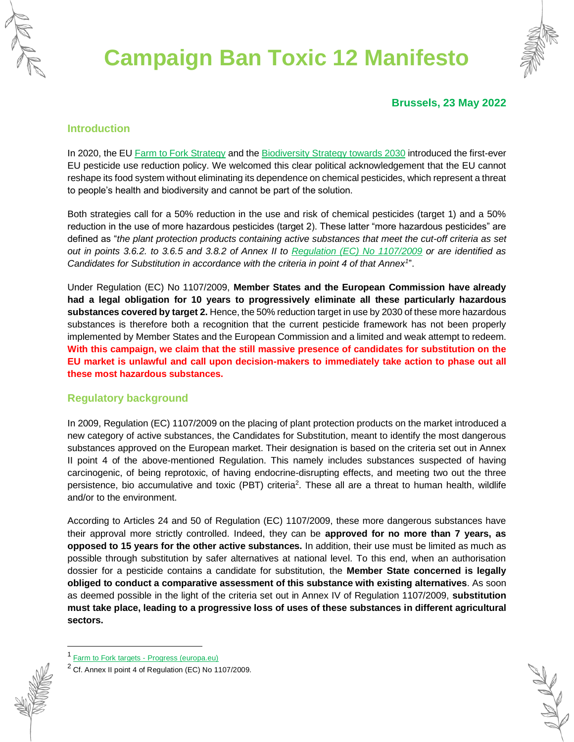# Campaign Ban Toxic 12 Manifesto

**Brussels, 23 May 2022**

## Introduction

In 2020, the EU Farm to Fork Strategy and the Biodiversity Strategy towards 2030 introduced the first-ever EU pesticide use reduction policy. We welcomed this clear political acknowledgement that the EU cannot reshape its food system without eliminating its dependence on chemical pesticides, which represent a threat to people's health and biodiversity and cannot be part of the solution.

Both strategies call for a 50% reduction in the use and risk of chemical pesticides (target 1) and a 50% reduction in the use of more hazardous pesticides (target 2). These latter "more hazardous pesticides" are defined as "*the plant protection products containing active substances that meet the cut-off criteria as set out in points 3.6.2. to 3.6.5 and 3.8.2 of Annex II to Regulation (EC) No 1107/2009 or are identified as Candidates for Substitution in accordance with the criteria in point 4 of that Annex*[1]".

Under Regulation (EC) No 1107/2009, **Member States and the European Commission have already had a legal obligation for 10 years to progressively eliminate all these particularly hazardous substances covered by target 2.** Hence, the 50% reduction target in use by 2030 of these more hazardous substances is therefore both a recognition that the current pesticide framework has not been properly implemented by Member States and the European Commission and a limited and weak attempt to redeem. **With this campaign, we claim that the still massive presence of candidates for substitution on the EU market is unlawful and call upon decision-makers to immediately take action to phase out all these most hazardous substances.**

## Regulatory background

In 2009, Regulation (EC) 1107/2009 on the placing of plant protection products on the market introduced a new category of active substances, the Candidates for Substitution, meant to identify the most dangerous substances approved on the European market. Their designation is based on the criteria set out in Annex II point 4 of the above-mentioned Regulation. This namely includes substances suspected of having carcinogenic, of being reprotoxic, of having endocrine-disrupting effects, and meeting two out the three persistence, bio accumulative and toxic (PBT) criteria[2]. These all are a threat to human health, wildlife and/or to the environment.

According to Articles 24 and 50 of Regulation (EC) 1107/2009, these more dangerous substances have their approval more strictly controlled. Indeed, they can be **approved for no more than 7 years, as opposed to 15 years for the other active substances.** In addition, their use must be limited as much as possible through substitution by safer alternatives at national level. To this end, when an authorisation dossier for a pesticide contains a candidate for substitution, the **Member State concerned is legally obliged to conduct a comparative assessment of this substance with existing alternatives**. As soon as deemed possible in the light of the criteria set out in Annex IV of Regulation 1107/2009, **substitution must take place, leading to a progressive loss of uses of these substances in different agricultural sectors.**

---

[1] Farm to Fork targets - Progress (europa.eu)

[2] Cf. Annex II point 4 of Regulation (EC) No 1107/2009.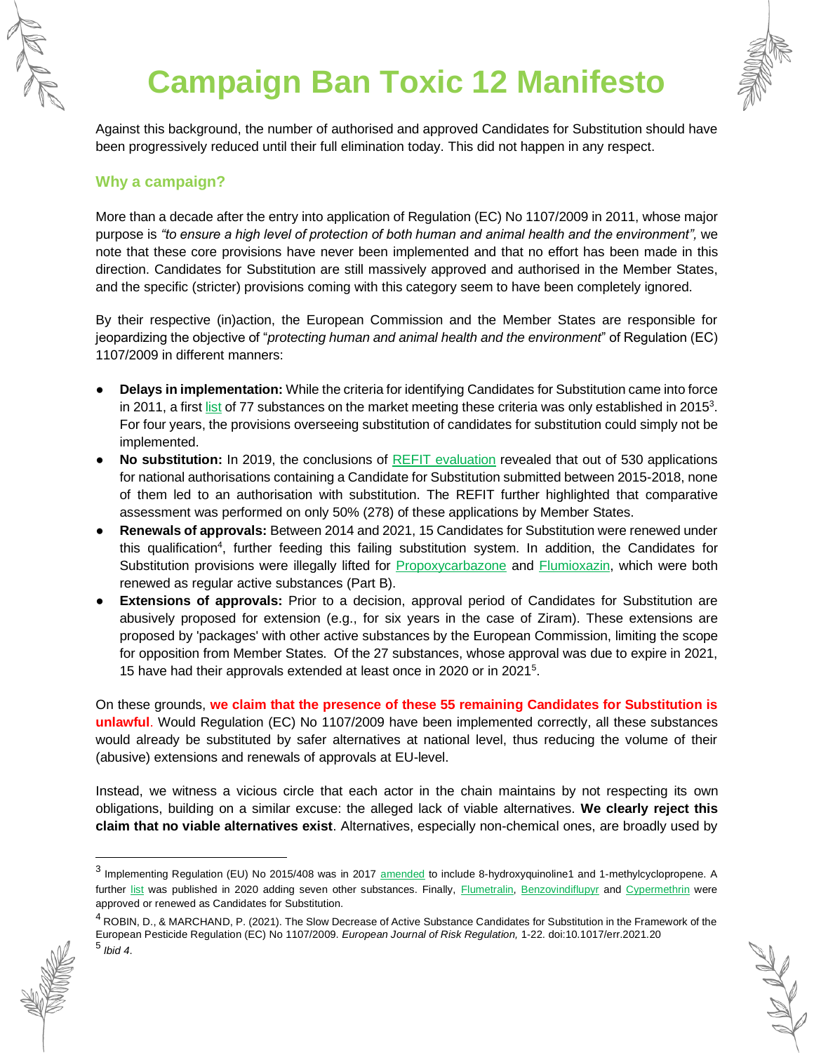# Campaign Ban Toxic 12 Manifesto

Against this background, the number of authorised and approved Candidates for Substitution should have been progressively reduced until their full elimination today. This did not happen in any respect.

## Why a campaign?

More than a decade after the entry into application of Regulation (EC) No 1107/2009 in 2011, whose major purpose is *"to ensure a high level of protection of both human and animal health and the environment",* we note that these core provisions have never been implemented and that no effort has been made in this direction. Candidates for Substitution are still massively approved and authorised in the Member States, and the specific (stricter) provisions coming with this category seem to have been completely ignored.

By their respective (in)action, the European Commission and the Member States are responsible for jeopardizing the objective of "*protecting human and animal health and the environment*" of Regulation (EC) 1107/2009 in different manners:

- **Delays in implementation:** While the criteria for identifying Candidates for Substitution came into force in 2011, a first list of 77 substances on the market meeting these criteria was only established in 2015[3]. For four years, the provisions overseeing substitution of candidates for substitution could simply not be implemented.
- **No substitution:** In 2019, the conclusions of REFIT evaluation revealed that out of 530 applications for national authorisations containing a Candidate for Substitution submitted between 2015-2018, none of them led to an authorisation with substitution. The REFIT further highlighted that comparative assessment was performed on only 50% (278) of these applications by Member States.
- **Renewals of approvals:** Between 2014 and 2021, 15 Candidates for Substitution were renewed under this qualification[4], further feeding this failing substitution system. In addition, the Candidates for Substitution provisions were illegally lifted for Propoxycarbazone and Flumioxazin, which were both renewed as regular active substances (Part B).
- **Extensions of approvals:** Prior to a decision, approval period of Candidates for Substitution are abusively proposed for extension (e.g., for six years in the case of Ziram). These extensions are proposed by 'packages' with other active substances by the European Commission, limiting the scope for opposition from Member States. Of the 27 substances, whose approval was due to expire in 2021, 15 have had their approvals extended at least once in 2020 or in 2021[5].

On these grounds, **we claim that the presence of these 55 remaining Candidates for Substitution is unlawful**. Would Regulation (EC) No 1107/2009 have been implemented correctly, all these substances would already be substituted by safer alternatives at national level, thus reducing the volume of their (abusive) extensions and renewals of approvals at EU-level.

Instead, we witness a vicious circle that each actor in the chain maintains by not respecting its own obligations, building on a similar excuse: the alleged lack of viable alternatives. **We clearly reject this claim that no viable alternatives exist**. Alternatives, especially non-chemical ones, are broadly used by

---

[3] Implementing Regulation (EU) No 2015/408 was in 2017 amended to include 8-hydroxyquinoline1 and 1-methylcyclopropene. A further list was published in 2020 adding seven other substances. Finally, Flumetralin, Benzovindiflupyr and Cypermethrin were approved or renewed as Candidates for Substitution.

[4] ROBIN, D., & MARCHAND, P. (2021). The Slow Decrease of Active Substance Candidates for Substitution in the Framework of the European Pesticide Regulation (EC) No 1107/2009. *European Journal of Risk Regulation,* 1-22. doi:10.1017/err.2021.20

[5] *Ibid 4*.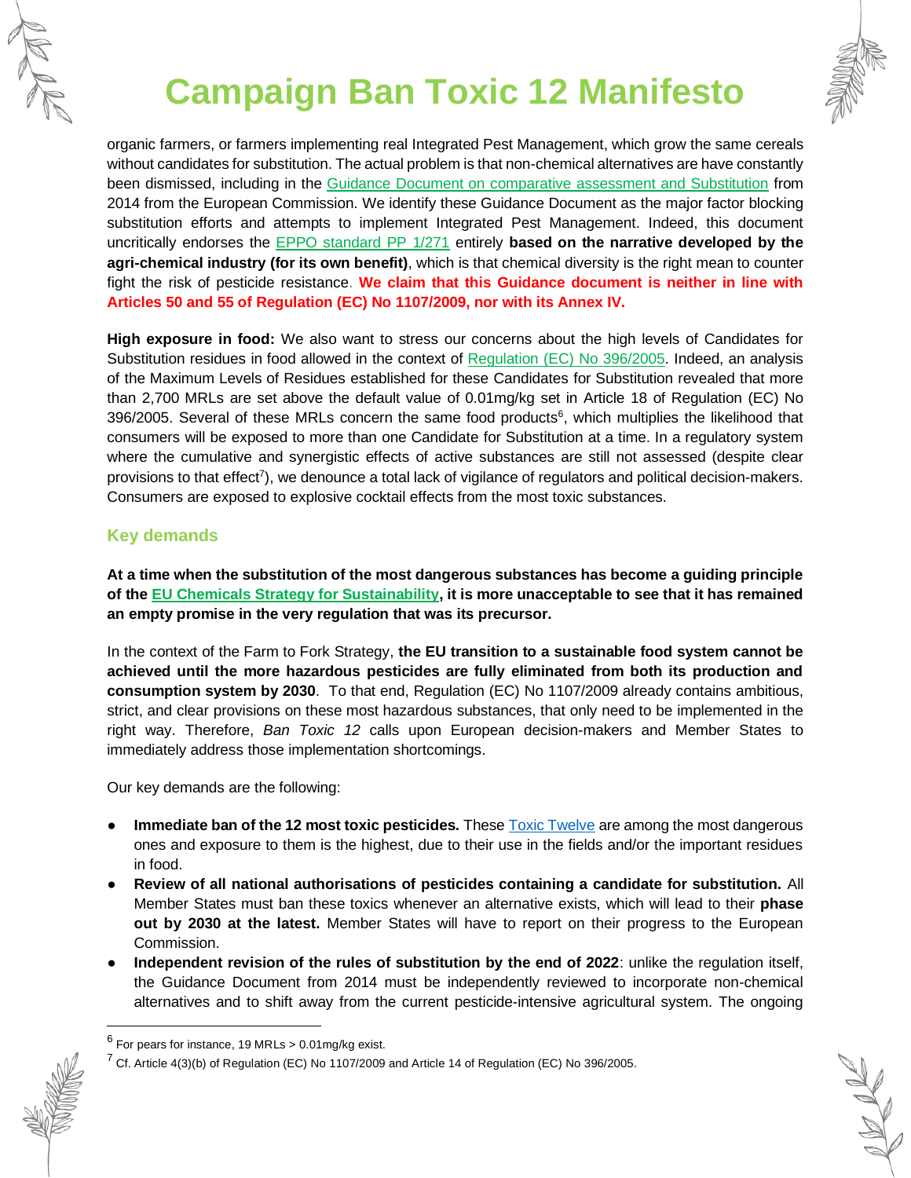organic farmers, or farmers implementing real Integrated Pest Management, which grow the same cereals without candidates for substitution. The actual problem is that non-chemical alternatives are have constantly been dismissed, including in the Guidance Document on comparative assessment and Substitution from 2014 from the European Commission. We identify these Guidance Document as the major factor blocking substitution efforts and attempts to implement Integrated Pest Management. Indeed, this document uncritically endorses the EPPO standard PP 1/271 entirely **based on the narrative developed by the agri-chemical industry (for its own benefit)**, which is that chemical diversity is the right mean to counter fight the risk of pesticide resistance. **We claim that this Guidance document is neither in line with Articles 50 and 55 of Regulation (EC) No 1107/2009, nor with its Annex IV.**

**High exposure in food:** We also want to stress our concerns about the high levels of Candidates for Substitution residues in food allowed in the context of Regulation (EC) No 396/2005. Indeed, an analysis of the Maximum Levels of Residues established for these Candidates for Substitution revealed that more than 2,700 MRLs are set above the default value of 0.01mg/kg set in Article 18 of Regulation (EC) No 396/2005. Several of these MRLs concern the same food products[6], which multiplies the likelihood that consumers will be exposed to more than one Candidate for Substitution at a time. In a regulatory system where the cumulative and synergistic effects of active substances are still not assessed (despite clear provisions to that effect[7]), we denounce a total lack of vigilance of regulators and political decision-makers. Consumers are exposed to explosive cocktail effects from the most toxic substances.

## Key demands

**At a time when the substitution of the most dangerous substances has become a guiding principle of the EU Chemicals Strategy for Sustainability, it is more unacceptable to see that it has remained an empty promise in the very regulation that was its precursor.**

In the context of the Farm to Fork Strategy, **the EU transition to a sustainable food system cannot be achieved until the more hazardous pesticides are fully eliminated from both its production and consumption system by 2030**. To that end, Regulation (EC) No 1107/2009 already contains ambitious, strict, and clear provisions on these most hazardous substances, that only need to be implemented in the right way. Therefore, *Ban Toxic 12* calls upon European decision-makers and Member States to immediately address those implementation shortcomings.

Our key demands are the following:

- **Immediate ban of the 12 most toxic pesticides.** These Toxic Twelve are among the most dangerous ones and exposure to them is the highest, due to their use in the fields and/or the important residues in food.
- **Review of all national authorisations of pesticides containing a candidate for substitution.** All Member States must ban these toxics whenever an alternative exists, which will lead to their **phase out by 2030 at the latest.** Member States will have to report on their progress to the European Commission.
- **Independent revision of the rules of substitution by the end of 2022**: unlike the regulation itself, the Guidance Document from 2014 must be independently reviewed to incorporate non-chemical alternatives and to shift away from the current pesticide-intensive agricultural system. The ongoing

---

[6] For pears for instance, 19 MRLs > 0.01mg/kg exist.

[7] Cf. Article 4(3)(b) of Regulation (EC) No 1107/2009 and Article 14 of Regulation (EC) No 396/2005.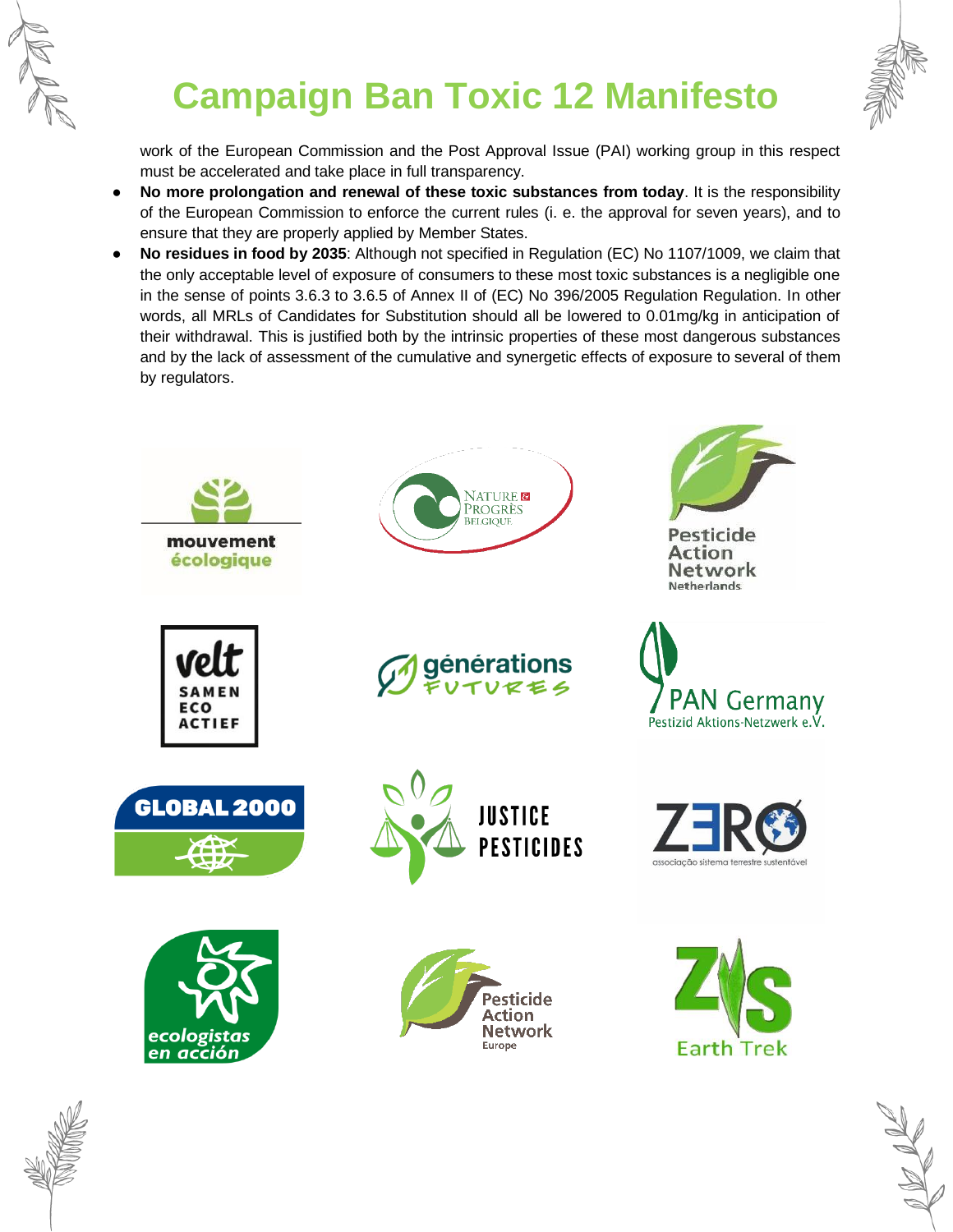work of the European Commission and the Post Approval Issue (PAI) working group in this respect must be accelerated and take place in full transparency.

- **No more prolongation and renewal of these toxic substances from today**. It is the responsibility of the European Commission to enforce the current rules (i. e. the approval for seven years), and to ensure that they are properly applied by Member States.
- **No residues in food by 2035**: Although not specified in Regulation (EC) No 1107/1009, we claim that the only acceptable level of exposure of consumers to these most toxic substances is a negligible one in the sense of points 3.6.3 to 3.6.5 of Annex II of (EC) No 396/2005 Regulation Regulation. In other words, all MRLs of Candidates for Substitution should all be lowered to 0.01mg/kg in anticipation of their withdrawal. This is justified both by the intrinsic properties of these most dangerous substances and by the lack of assessment of the cumulative and synergetic effects of exposure to several of them by regulators.